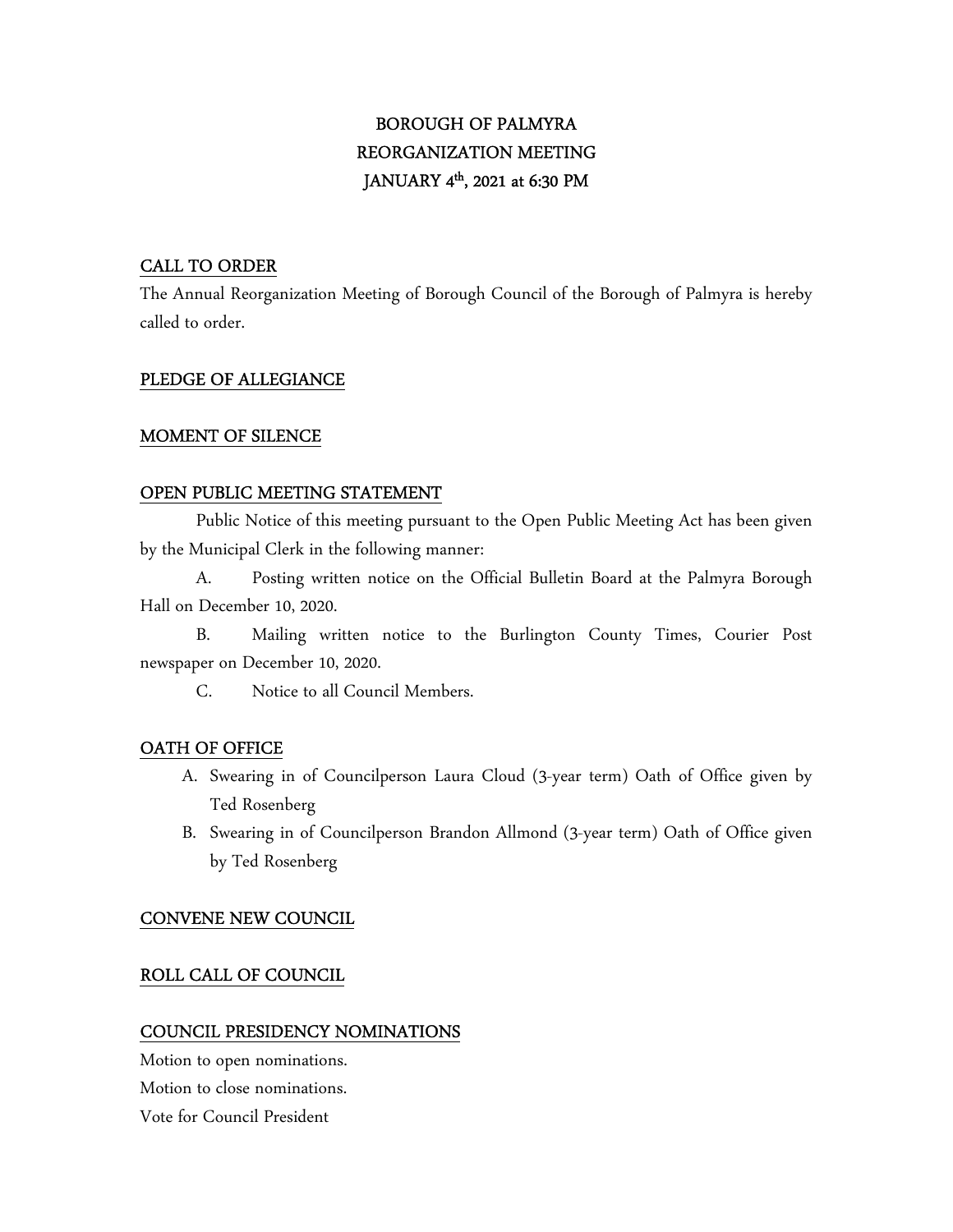# BOROUGH OF PALMYRA
# REORGANIZATION MEETING
# JANUARY 4th, 2021 at 6:30 PM

## CALL TO ORDER

The Annual Reorganization Meeting of Borough Council of the Borough of Palmyra is hereby called to order.

## PLEDGE OF ALLEGIANCE

## MOMENT OF SILENCE

## OPEN PUBLIC MEETING STATEMENT

Public Notice of this meeting pursuant to the Open Public Meeting Act has been given by the Municipal Clerk in the following manner:

A. Posting written notice on the Official Bulletin Board at the Palmyra Borough Hall on December 10, 2020.

B. Mailing written notice to the Burlington County Times, Courier Post newspaper on December 10, 2020.

C. Notice to all Council Members.

## OATH OF OFFICE

A. Swearing in of Councilperson Laura Cloud (3-year term) Oath of Office given by Ted Rosenberg

B. Swearing in of Councilperson Brandon Allmond (3-year term) Oath of Office given by Ted Rosenberg

## CONVENE NEW COUNCIL

## ROLL CALL OF COUNCIL

## COUNCIL PRESIDENCY NOMINATIONS

Motion to open nominations.

Motion to close nominations.

Vote for Council President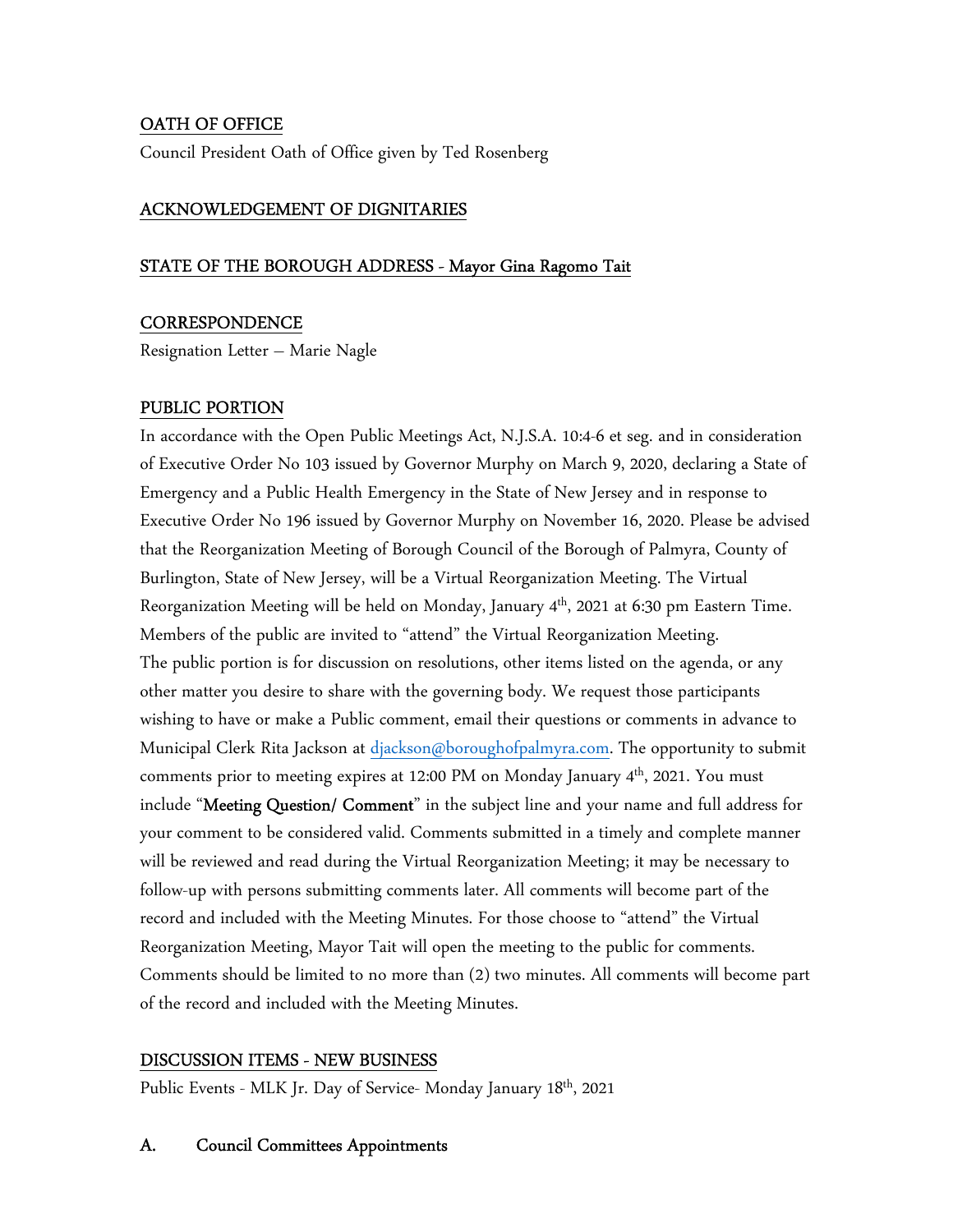## OATH OF OFFICE

Council President Oath of Office given by Ted Rosenberg

## ACKNOWLEDGEMENT OF DIGNITARIES

## STATE OF THE BOROUGH ADDRESS - Mayor Gina Ragomo Tait

## CORRESPONDENCE

Resignation Letter – Marie Nagle

## PUBLIC PORTION

In accordance with the Open Public Meetings Act, N.J.S.A. 10:4-6 et seg. and in consideration of Executive Order No 103 issued by Governor Murphy on March 9, 2020, declaring a State of Emergency and a Public Health Emergency in the State of New Jersey and in response to Executive Order No 196 issued by Governor Murphy on November 16, 2020. Please be advised that the Reorganization Meeting of Borough Council of the Borough of Palmyra, County of Burlington, State of New Jersey, will be a Virtual Reorganization Meeting. The Virtual Reorganization Meeting will be held on Monday, January 4th, 2021 at 6:30 pm Eastern Time. Members of the public are invited to "attend" the Virtual Reorganization Meeting.

The public portion is for discussion on resolutions, other items listed on the agenda, or any other matter you desire to share with the governing body. We request those participants wishing to have or make a Public comment, email their questions or comments in advance to Municipal Clerk Rita Jackson at djackson@boroughofpalmyra.com. The opportunity to submit comments prior to meeting expires at 12:00 PM on Monday January 4th, 2021. You must include "**Meeting Question/ Comment**" in the subject line and your name and full address for your comment to be considered valid. Comments submitted in a timely and complete manner will be reviewed and read during the Virtual Reorganization Meeting; it may be necessary to follow-up with persons submitting comments later. All comments will become part of the record and included with the Meeting Minutes. For those choose to "attend" the Virtual Reorganization Meeting, Mayor Tait will open the meeting to the public for comments. Comments should be limited to no more than (2) two minutes. All comments will become part of the record and included with the Meeting Minutes.

## DISCUSSION ITEMS - NEW BUSINESS

Public Events - MLK Jr. Day of Service- Monday January 18th, 2021

### A. Council Committees Appointments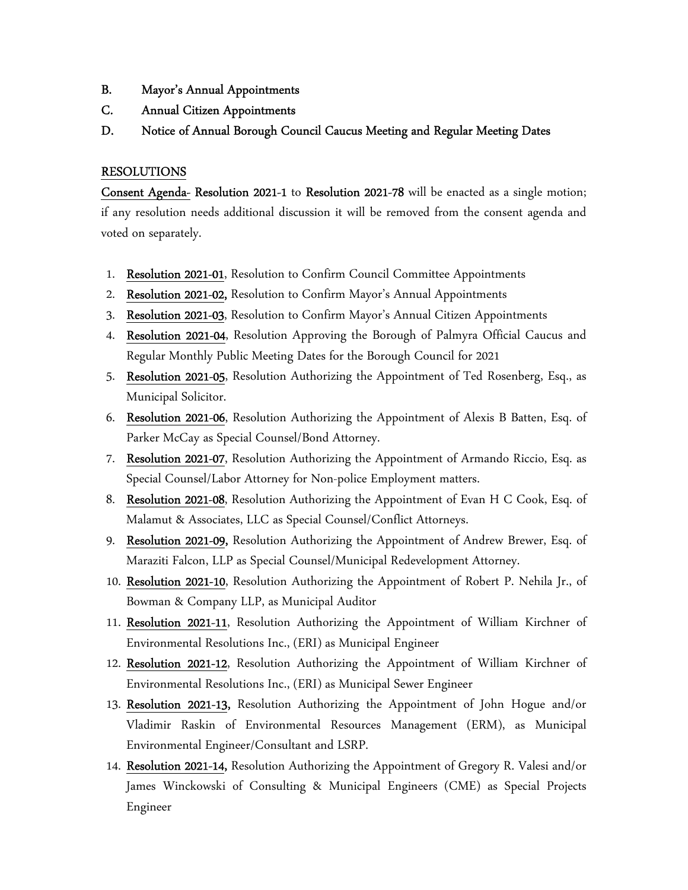B. **Mayor's Annual Appointments**

C. **Annual Citizen Appointments**

D. **Notice of Annual Borough Council Caucus Meeting and Regular Meeting Dates**

**RESOLUTIONS**

**Consent Agenda**- **Resolution 2021-1** to **Resolution 2021-78** will be enacted as a single motion; if any resolution needs additional discussion it will be removed from the consent agenda and voted on separately.

1. **Resolution 2021-01**, Resolution to Confirm Council Committee Appointments
2. **Resolution 2021-02,** Resolution to Confirm Mayor's Annual Appointments
3. **Resolution 2021-03**, Resolution to Confirm Mayor's Annual Citizen Appointments
4. **Resolution 2021-04**, Resolution Approving the Borough of Palmyra Official Caucus and Regular Monthly Public Meeting Dates for the Borough Council for 2021
5. **Resolution 2021-05**, Resolution Authorizing the Appointment of Ted Rosenberg, Esq., as Municipal Solicitor.
6. **Resolution 2021-06**, Resolution Authorizing the Appointment of Alexis B Batten, Esq. of Parker McCay as Special Counsel/Bond Attorney.
7. **Resolution 2021-07**, Resolution Authorizing the Appointment of Armando Riccio, Esq. as Special Counsel/Labor Attorney for Non-police Employment matters.
8. **Resolution 2021-08**, Resolution Authorizing the Appointment of Evan H C Cook, Esq. of Malamut & Associates, LLC as Special Counsel/Conflict Attorneys.
9. **Resolution 2021-09,** Resolution Authorizing the Appointment of Andrew Brewer, Esq. of Maraziti Falcon, LLP as Special Counsel/Municipal Redevelopment Attorney.
10. **Resolution 2021-10**, Resolution Authorizing the Appointment of Robert P. Nehila Jr., of Bowman & Company LLP, as Municipal Auditor
11. **Resolution 2021-11**, Resolution Authorizing the Appointment of William Kirchner of Environmental Resolutions Inc., (ERI) as Municipal Engineer
12. **Resolution 2021-12**, Resolution Authorizing the Appointment of William Kirchner of Environmental Resolutions Inc., (ERI) as Municipal Sewer Engineer
13. **Resolution 2021-13,** Resolution Authorizing the Appointment of John Hogue and/or Vladimir Raskin of Environmental Resources Management (ERM), as Municipal Environmental Engineer/Consultant and LSRP.
14. **Resolution 2021-14,** Resolution Authorizing the Appointment of Gregory R. Valesi and/or James Winckowski of Consulting & Municipal Engineers (CME) as Special Projects Engineer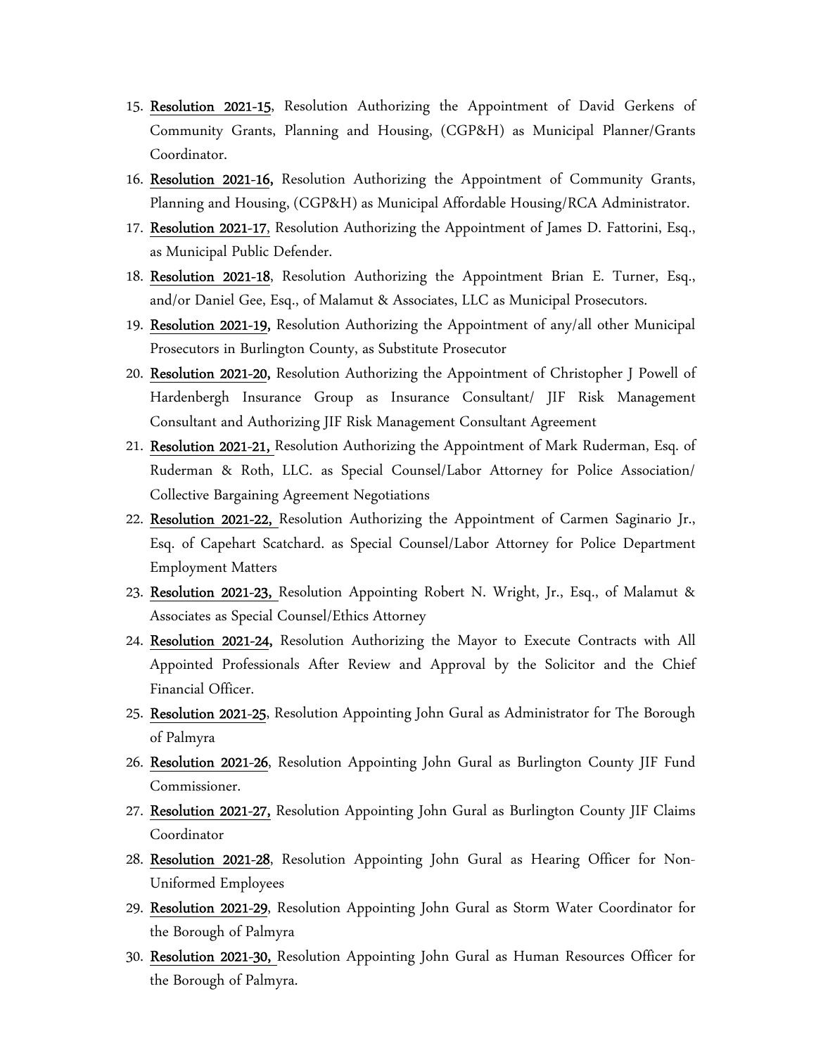15. **Resolution 2021-15**, Resolution Authorizing the Appointment of David Gerkens of Community Grants, Planning and Housing, (CGP&H) as Municipal Planner/Grants Coordinator.
16. **Resolution 2021-16,** Resolution Authorizing the Appointment of Community Grants, Planning and Housing, (CGP&H) as Municipal Affordable Housing/RCA Administrator.
17. **Resolution 2021-17,** Resolution Authorizing the Appointment of James D. Fattorini, Esq., as Municipal Public Defender.
18. **Resolution 2021-18**, Resolution Authorizing the Appointment Brian E. Turner, Esq., and/or Daniel Gee, Esq., of Malamut & Associates, LLC as Municipal Prosecutors.
19. **Resolution 2021-19,** Resolution Authorizing the Appointment of any/all other Municipal Prosecutors in Burlington County, as Substitute Prosecutor
20. **Resolution 2021-20,** Resolution Authorizing the Appointment of Christopher J Powell of Hardenbergh Insurance Group as Insurance Consultant/ JIF Risk Management Consultant and Authorizing JIF Risk Management Consultant Agreement
21. **Resolution 2021-21,** Resolution Authorizing the Appointment of Mark Ruderman, Esq. of Ruderman & Roth, LLC. as Special Counsel/Labor Attorney for Police Association/ Collective Bargaining Agreement Negotiations
22. **Resolution 2021-22,** Resolution Authorizing the Appointment of Carmen Saginario Jr., Esq. of Capehart Scatchard. as Special Counsel/Labor Attorney for Police Department Employment Matters
23. **Resolution 2021-23,** Resolution Appointing Robert N. Wright, Jr., Esq., of Malamut & Associates as Special Counsel/Ethics Attorney
24. **Resolution 2021-24,** Resolution Authorizing the Mayor to Execute Contracts with All Appointed Professionals After Review and Approval by the Solicitor and the Chief Financial Officer.
25. **Resolution 2021-25**, Resolution Appointing John Gural as Administrator for The Borough of Palmyra
26. **Resolution 2021-26**, Resolution Appointing John Gural as Burlington County JIF Fund Commissioner.
27. **Resolution 2021-27,** Resolution Appointing John Gural as Burlington County JIF Claims Coordinator
28. **Resolution 2021-28**, Resolution Appointing John Gural as Hearing Officer for Non-Uniformed Employees
29. **Resolution 2021-29**, Resolution Appointing John Gural as Storm Water Coordinator for the Borough of Palmyra
30. **Resolution 2021-30,** Resolution Appointing John Gural as Human Resources Officer for the Borough of Palmyra.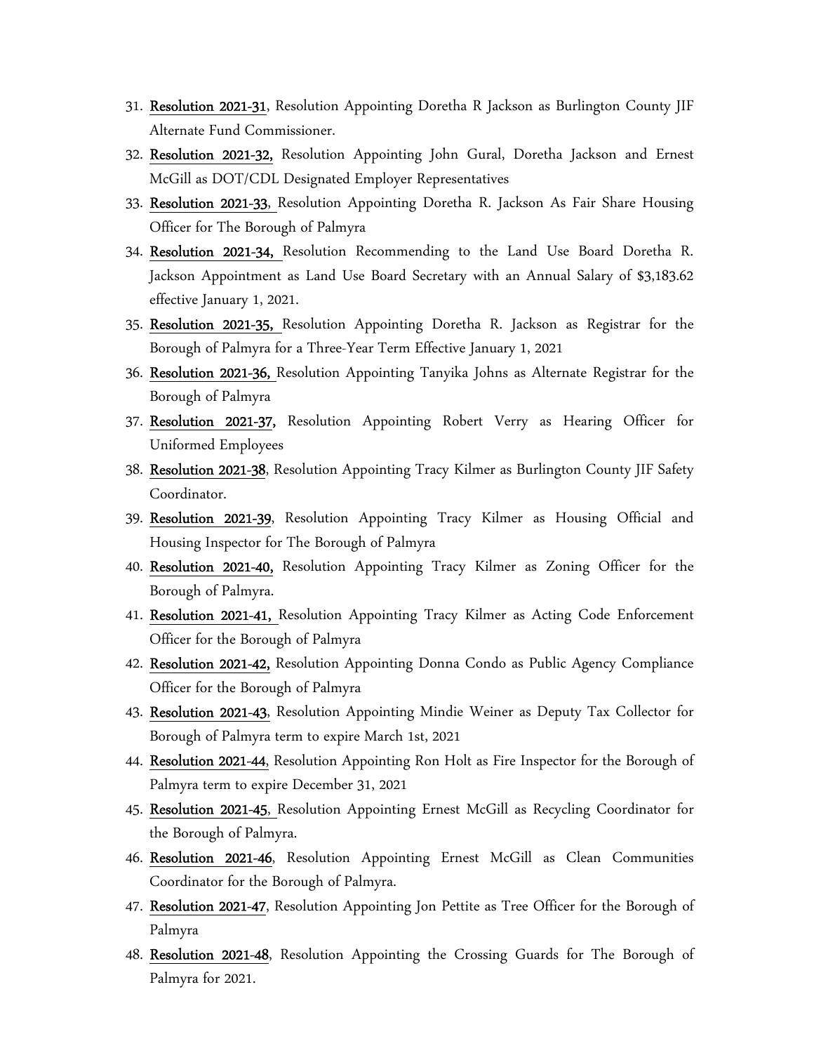31. **Resolution 2021-31**, Resolution Appointing Doretha R Jackson as Burlington County JIF Alternate Fund Commissioner.
32. **Resolution 2021-32,** Resolution Appointing John Gural, Doretha Jackson and Ernest McGill as DOT/CDL Designated Employer Representatives
33. **Resolution 2021-33**, Resolution Appointing Doretha R. Jackson As Fair Share Housing Officer for The Borough of Palmyra
34. **Resolution 2021-34,** Resolution Recommending to the Land Use Board Doretha R. Jackson Appointment as Land Use Board Secretary with an Annual Salary of $3,183.62 effective January 1, 2021.
35. **Resolution 2021-35,** Resolution Appointing Doretha R. Jackson as Registrar for the Borough of Palmyra for a Three-Year Term Effective January 1, 2021
36. **Resolution 2021-36,** Resolution Appointing Tanyika Johns as Alternate Registrar for the Borough of Palmyra
37. **Resolution 2021-37,** Resolution Appointing Robert Verry as Hearing Officer for Uniformed Employees
38. **Resolution 2021-38**, Resolution Appointing Tracy Kilmer as Burlington County JIF Safety Coordinator.
39. **Resolution 2021-39**, Resolution Appointing Tracy Kilmer as Housing Official and Housing Inspector for The Borough of Palmyra
40. **Resolution 2021-40,** Resolution Appointing Tracy Kilmer as Zoning Officer for the Borough of Palmyra.
41. **Resolution 2021-41,** Resolution Appointing Tracy Kilmer as Acting Code Enforcement Officer for the Borough of Palmyra
42. **Resolution 2021-42,** Resolution Appointing Donna Condo as Public Agency Compliance Officer for the Borough of Palmyra
43. **Resolution 2021-43**, Resolution Appointing Mindie Weiner as Deputy Tax Collector for Borough of Palmyra term to expire March 1st, 2021
44. **Resolution 2021-44**, Resolution Appointing Ron Holt as Fire Inspector for the Borough of Palmyra term to expire December 31, 2021
45. **Resolution 2021-45**, Resolution Appointing Ernest McGill as Recycling Coordinator for the Borough of Palmyra.
46. **Resolution 2021-46**, Resolution Appointing Ernest McGill as Clean Communities Coordinator for the Borough of Palmyra.
47. **Resolution 2021-47**, Resolution Appointing Jon Pettite as Tree Officer for the Borough of Palmyra
48. **Resolution 2021-48**, Resolution Appointing the Crossing Guards for The Borough of Palmyra for 2021.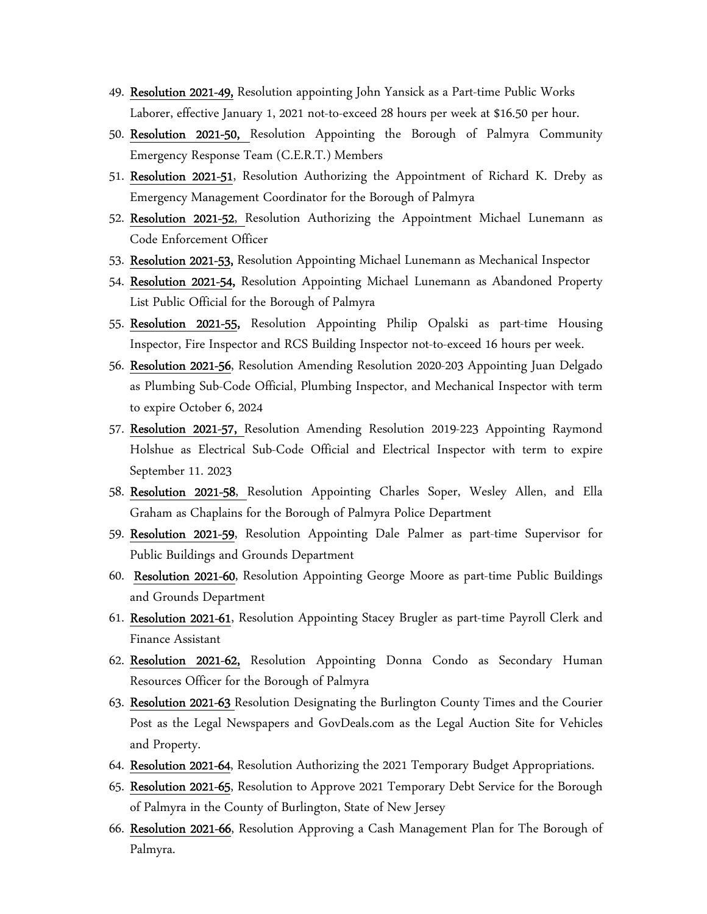49. **Resolution 2021-49,** Resolution appointing John Yansick as a Part-time Public Works Laborer, effective January 1, 2021 not-to-exceed 28 hours per week at $16.50 per hour.
50. **Resolution 2021-50,** Resolution Appointing the Borough of Palmyra Community Emergency Response Team (C.E.R.T.) Members
51. **Resolution 2021-51**, Resolution Authorizing the Appointment of Richard K. Dreby as Emergency Management Coordinator for the Borough of Palmyra
52. **Resolution 2021-52**, Resolution Authorizing the Appointment Michael Lunemann as Code Enforcement Officer
53. **Resolution 2021-53,** Resolution Appointing Michael Lunemann as Mechanical Inspector
54. **Resolution 2021-54,** Resolution Appointing Michael Lunemann as Abandoned Property List Public Official for the Borough of Palmyra
55. **Resolution 2021-55,** Resolution Appointing Philip Opalski as part-time Housing Inspector, Fire Inspector and RCS Building Inspector not-to-exceed 16 hours per week.
56. **Resolution 2021-56**, Resolution Amending Resolution 2020-203 Appointing Juan Delgado as Plumbing Sub-Code Official, Plumbing Inspector, and Mechanical Inspector with term to expire October 6, 2024
57. **Resolution 2021-57,** Resolution Amending Resolution 2019-223 Appointing Raymond Holshue as Electrical Sub-Code Official and Electrical Inspector with term to expire September 11. 2023
58. **Resolution 2021-58**, Resolution Appointing Charles Soper, Wesley Allen, and Ella Graham as Chaplains for the Borough of Palmyra Police Department
59. **Resolution 2021-59**, Resolution Appointing Dale Palmer as part-time Supervisor for Public Buildings and Grounds Department
60. **Resolution 2021-60**, Resolution Appointing George Moore as part-time Public Buildings and Grounds Department
61. **Resolution 2021-61**, Resolution Appointing Stacey Brugler as part-time Payroll Clerk and Finance Assistant
62. **Resolution 2021-62,** Resolution Appointing Donna Condo as Secondary Human Resources Officer for the Borough of Palmyra
63. **Resolution 2021-63** Resolution Designating the Burlington County Times and the Courier Post as the Legal Newspapers and GovDeals.com as the Legal Auction Site for Vehicles and Property.
64. **Resolution 2021-64**, Resolution Authorizing the 2021 Temporary Budget Appropriations.
65. **Resolution 2021-65**, Resolution to Approve 2021 Temporary Debt Service for the Borough of Palmyra in the County of Burlington, State of New Jersey
66. **Resolution 2021-66**, Resolution Approving a Cash Management Plan for The Borough of Palmyra.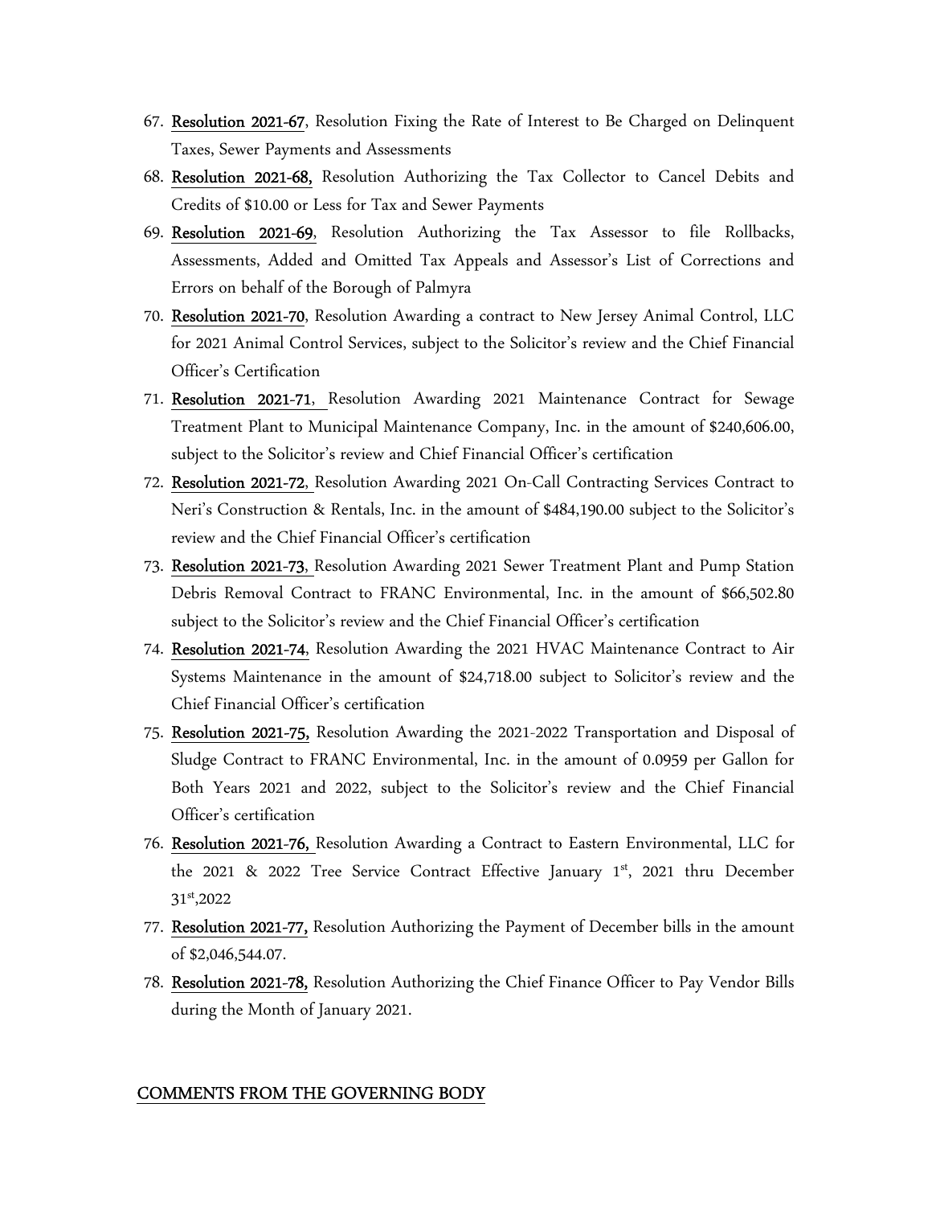67. **Resolution 2021-67**, Resolution Fixing the Rate of Interest to Be Charged on Delinquent Taxes, Sewer Payments and Assessments
68. **Resolution 2021-68,** Resolution Authorizing the Tax Collector to Cancel Debits and Credits of $10.00 or Less for Tax and Sewer Payments
69. **Resolution 2021-69**, Resolution Authorizing the Tax Assessor to file Rollbacks, Assessments, Added and Omitted Tax Appeals and Assessor's List of Corrections and Errors on behalf of the Borough of Palmyra
70. **Resolution 2021-70**, Resolution Awarding a contract to New Jersey Animal Control, LLC for 2021 Animal Control Services, subject to the Solicitor's review and the Chief Financial Officer's Certification
71. **Resolution 2021-71**, Resolution Awarding 2021 Maintenance Contract for Sewage Treatment Plant to Municipal Maintenance Company, Inc. in the amount of $240,606.00, subject to the Solicitor's review and Chief Financial Officer's certification
72. **Resolution 2021-72,** Resolution Awarding 2021 On-Call Contracting Services Contract to Neri's Construction & Rentals, Inc. in the amount of $484,190.00 subject to the Solicitor's review and the Chief Financial Officer's certification
73. **Resolution 2021-73,** Resolution Awarding 2021 Sewer Treatment Plant and Pump Station Debris Removal Contract to FRANC Environmental, Inc. in the amount of $66,502.80 subject to the Solicitor's review and the Chief Financial Officer's certification
74. **Resolution 2021-74**, Resolution Awarding the 2021 HVAC Maintenance Contract to Air Systems Maintenance in the amount of $24,718.00 subject to Solicitor's review and the Chief Financial Officer's certification
75. **Resolution 2021-75,** Resolution Awarding the 2021-2022 Transportation and Disposal of Sludge Contract to FRANC Environmental, Inc. in the amount of 0.0959 per Gallon for Both Years 2021 and 2022, subject to the Solicitor's review and the Chief Financial Officer's certification
76. **Resolution 2021-76,** Resolution Awarding a Contract to Eastern Environmental, LLC for the 2021 & 2022 Tree Service Contract Effective January 1st, 2021 thru December 31st,2022
77. **Resolution 2021-77,** Resolution Authorizing the Payment of December bills in the amount of $2,046,544.07.
78. **Resolution 2021-78,** Resolution Authorizing the Chief Finance Officer to Pay Vendor Bills during the Month of January 2021.

## COMMENTS FROM THE GOVERNING BODY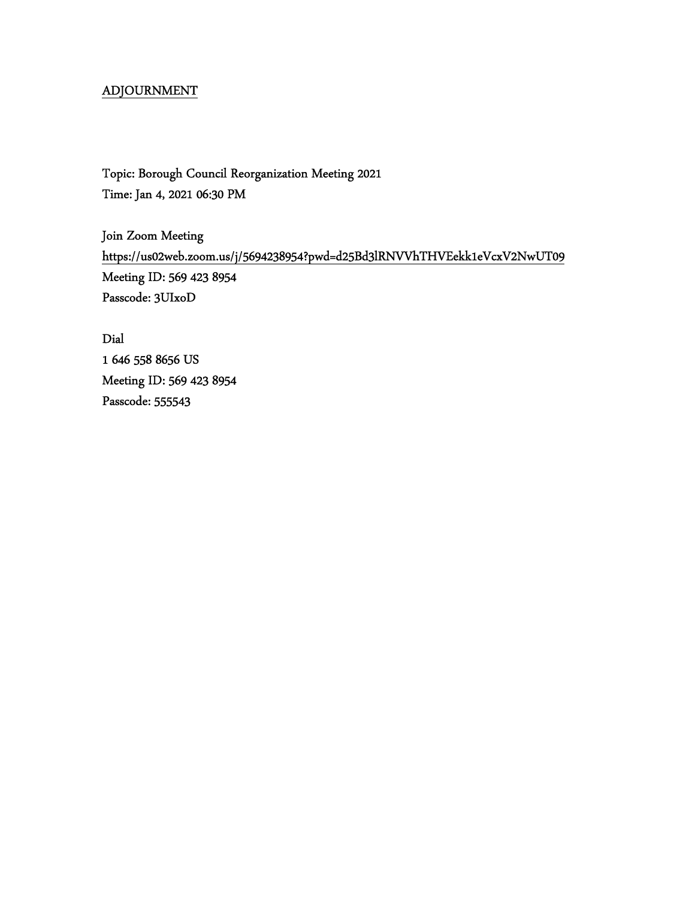ADJOURNMENT

Topic: Borough Council Reorganization Meeting 2021
Time: Jan 4, 2021 06:30 PM

Join Zoom Meeting
https://us02web.zoom.us/j/5694238954?pwd=d25Bd3lRNVVhTHVEekk1eVcxV2NwUT09
Meeting ID: 569 423 8954
Passcode: 3UIxoD

Dial
1 646 558 8656 US
Meeting ID: 569 423 8954
Passcode: 555543